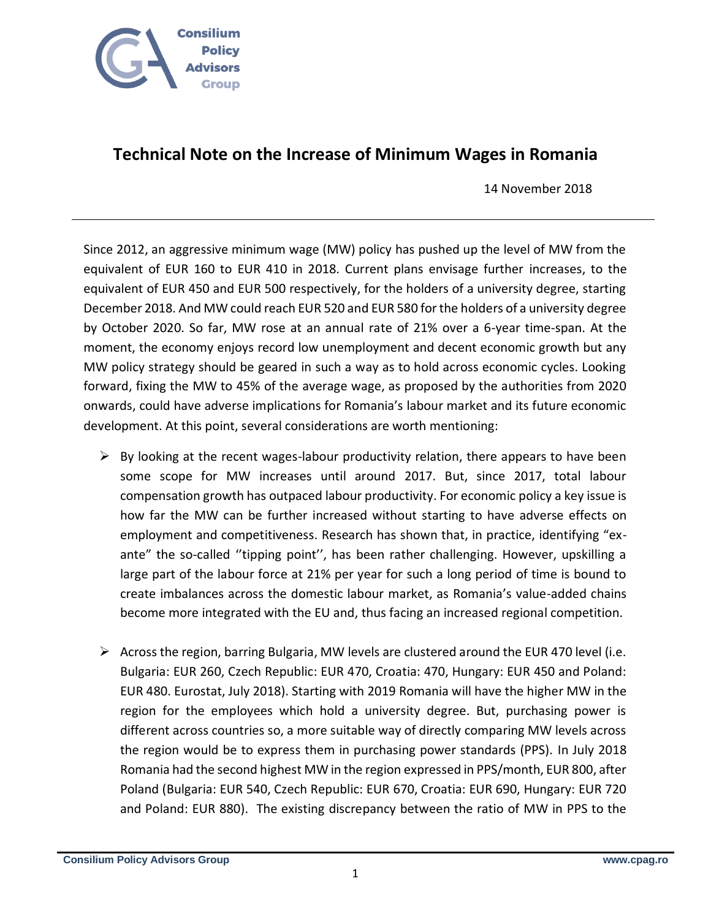# Technical Note on the Increase of Minimum Wages in Romania

14 November 2018

Since 2012, an aggressive minimum wage (MW) policy has pushed up the level of MW from the equivalent of EUR 160 to EUR 410 in 2018. Current plans envisage further increases, to the equivalent of EUR 450 and EUR 500 respectively, for the holders of a university degree, starting December 2018. And MW could reach EUR 520 and EUR 580 for the holders of a university degree by October 2020. So far, MW rose at an annual rate of 21% over a 6-year time-span. At the moment, the economy enjoys record low unemployment and decent economic growth but any MW policy strategy should be geared in such a way as to hold across economic cycles. Looking forward, fixing the MW to 45% of the average wage, as proposed by the authorities from 2020 onwards, could have adverse implications for Romania's labour market and its future economic development. At this point, several considerations are worth mentioning:

- By looking at the recent wages-labour productivity relation, there appears to have been some scope for MW increases until around 2017. But, since 2017, total labour compensation growth has outpaced labour productivity. For economic policy a key issue is how far the MW can be further increased without starting to have adverse effects on employment and competitiveness. Research has shown that, in practice, identifying "ex-ante" the so-called ''tipping point'', has been rather challenging. However, upskilling a large part of the labour force at 21% per year for such a long period of time is bound to create imbalances across the domestic labour market, as Romania's value-added chains become more integrated with the EU and, thus facing an increased regional competition.

- Across the region, barring Bulgaria, MW levels are clustered around the EUR 470 level (i.e. Bulgaria: EUR 260, Czech Republic: EUR 470, Croatia: 470, Hungary: EUR 450 and Poland: EUR 480. Eurostat, July 2018). Starting with 2019 Romania will have the higher MW in the region for the employees which hold a university degree. But, purchasing power is different across countries so, a more suitable way of directly comparing MW levels across the region would be to express them in purchasing power standards (PPS). In July 2018 Romania had the second highest MW in the region expressed in PPS/month, EUR 800, after Poland (Bulgaria: EUR 540, Czech Republic: EUR 670, Croatia: EUR 690, Hungary: EUR 720 and Poland: EUR 880). The existing discrepancy between the ratio of MW in PPS to the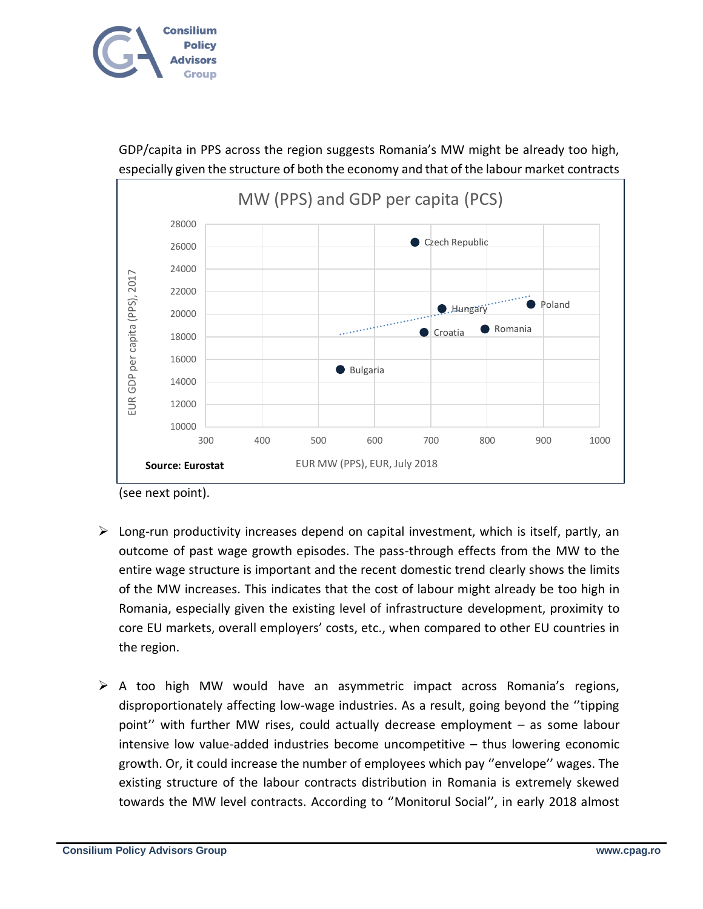GDP/capita in PPS across the region suggests Romania's MW might be already too high, especially given the structure of both the economy and that of the labour market contracts

MW (PPS) and GDP per capita (PCS)

Source: Eurostat

(see next point).

- Long-run productivity increases depend on capital investment, which is itself, partly, an outcome of past wage growth episodes. The pass-through effects from the MW to the entire wage structure is important and the recent domestic trend clearly shows the limits of the MW increases. This indicates that the cost of labour might already be too high in Romania, especially given the existing level of infrastructure development, proximity to core EU markets, overall employers' costs, etc., when compared to other EU countries in the region.

- A too high MW would have an asymmetric impact across Romania's regions, disproportionately affecting low-wage industries. As a result, going beyond the ''tipping point'' with further MW rises, could actually decrease employment – as some labour intensive low value-added industries become uncompetitive – thus lowering economic growth. Or, it could increase the number of employees which pay ''envelope'' wages. The existing structure of the labour contracts distribution in Romania is extremely skewed towards the MW level contracts. According to ''Monitorul Social'', in early 2018 almost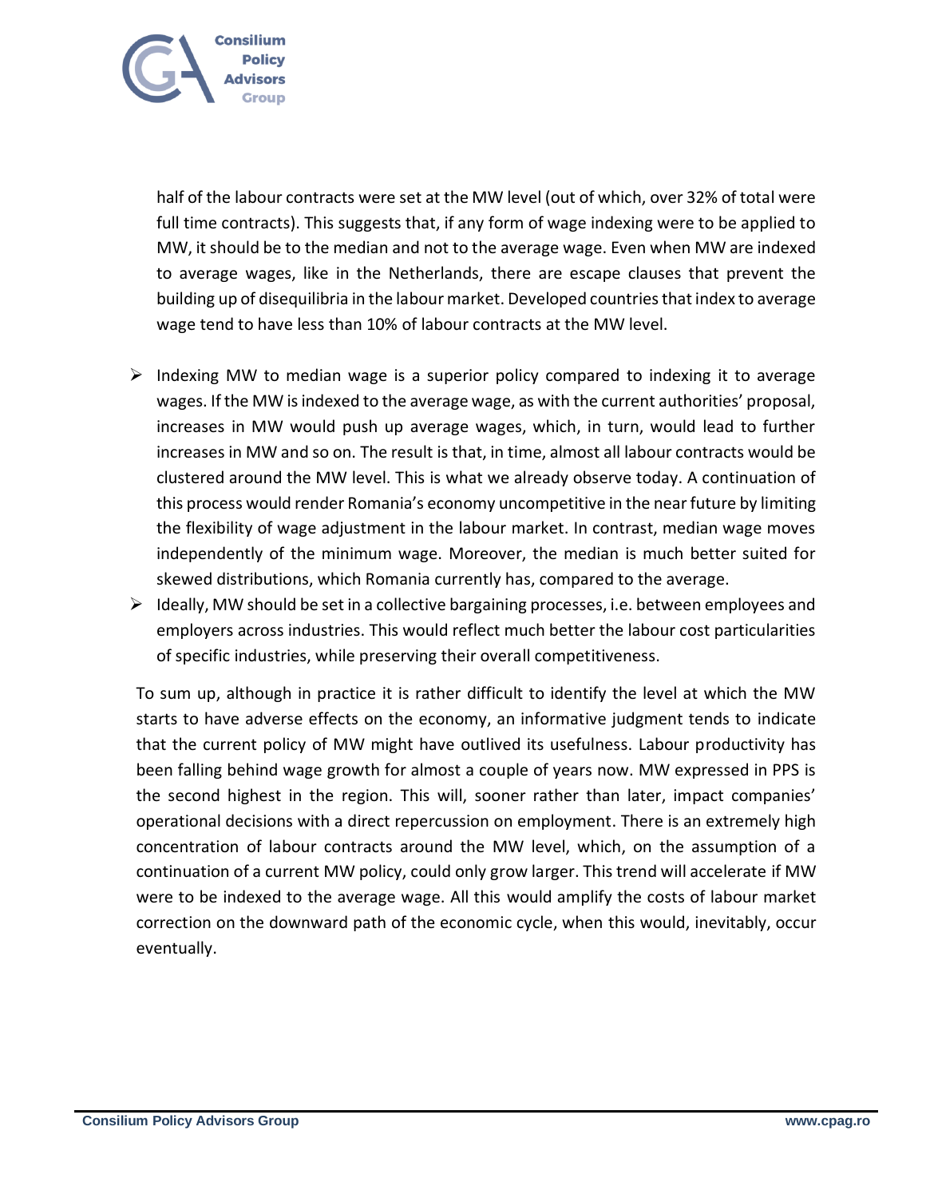half of the labour contracts were set at the MW level (out of which, over 32% of total were full time contracts). This suggests that, if any form of wage indexing were to be applied to MW, it should be to the median and not to the average wage. Even when MW are indexed to average wages, like in the Netherlands, there are escape clauses that prevent the building up of disequilibria in the labour market. Developed countries that index to average wage tend to have less than 10% of labour contracts at the MW level.

- Indexing MW to median wage is a superior policy compared to indexing it to average wages. If the MW is indexed to the average wage, as with the current authorities' proposal, increases in MW would push up average wages, which, in turn, would lead to further increases in MW and so on. The result is that, in time, almost all labour contracts would be clustered around the MW level. This is what we already observe today. A continuation of this process would render Romania's economy uncompetitive in the near future by limiting the flexibility of wage adjustment in the labour market. In contrast, median wage moves independently of the minimum wage. Moreover, the median is much better suited for skewed distributions, which Romania currently has, compared to the average.
- Ideally, MW should be set in a collective bargaining processes, i.e. between employees and employers across industries. This would reflect much better the labour cost particularities of specific industries, while preserving their overall competitiveness.

To sum up, although in practice it is rather difficult to identify the level at which the MW starts to have adverse effects on the economy, an informative judgment tends to indicate that the current policy of MW might have outlived its usefulness. Labour productivity has been falling behind wage growth for almost a couple of years now. MW expressed in PPS is the second highest in the region. This will, sooner rather than later, impact companies' operational decisions with a direct repercussion on employment. There is an extremely high concentration of labour contracts around the MW level, which, on the assumption of a continuation of a current MW policy, could only grow larger. This trend will accelerate if MW were to be indexed to the average wage. All this would amplify the costs of labour market correction on the downward path of the economic cycle, when this would, inevitably, occur eventually.